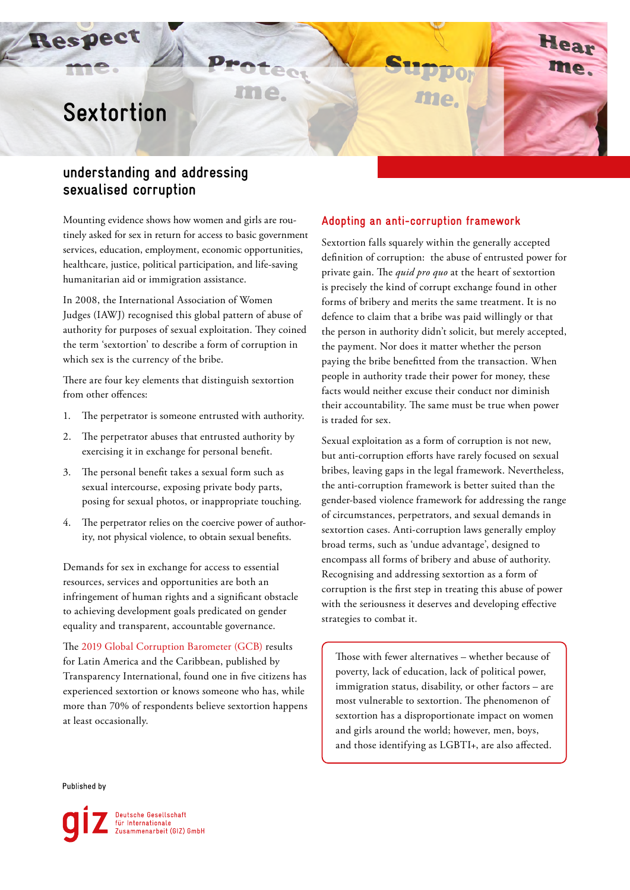# Sextortion

## understanding and addressing sexualised corruption

Mounting evidence shows how women and girls are routinely asked for sex in return for access to basic government services, education, employment, economic opportunities, healthcare, justice, political participation, and life-saving humanitarian aid or immigration assistance.

In 2008, the International Association of Women Judges (IAWJ) recognised this global pattern of abuse of authority for purposes of sexual exploitation. They coined the term 'sextortion' to describe a form of corruption in which sex is the currency of the bribe.

There are four key elements that distinguish sextortion from other offences:

1. The perpetrator is someone entrusted with authority.
2. The perpetrator abuses that entrusted authority by exercising it in exchange for personal benefit.
3. The personal benefit takes a sexual form such as sexual intercourse, exposing private body parts, posing for sexual photos, or inappropriate touching.
4. The perpetrator relies on the coercive power of authority, not physical violence, to obtain sexual benefits.

Demands for sex in exchange for access to essential resources, services and opportunities are both an infringement of human rights and a significant obstacle to achieving development goals predicated on gender equality and transparent, accountable governance.

The 2019 Global Corruption Barometer (GCB) results for Latin America and the Caribbean, published by Transparency International, found one in five citizens has experienced sextortion or knows someone who has, while more than 70% of respondents believe sextortion happens at least occasionally.

### Adopting an anti-corruption framework

Sextortion falls squarely within the generally accepted definition of corruption: the abuse of entrusted power for private gain. The *quid pro quo* at the heart of sextortion is precisely the kind of corrupt exchange found in other forms of bribery and merits the same treatment. It is no defence to claim that a bribe was paid willingly or that the person in authority didn't solicit, but merely accepted, the payment. Nor does it matter whether the person paying the bribe benefitted from the transaction. When people in authority trade their power for money, these facts would neither excuse their conduct nor diminish their accountability. The same must be true when power is traded for sex.

Sexual exploitation as a form of corruption is not new, but anti-corruption efforts have rarely focused on sexual bribes, leaving gaps in the legal framework. Nevertheless, the anti-corruption framework is better suited than the gender-based violence framework for addressing the range of circumstances, perpetrators, and sexual demands in sextortion cases. Anti-corruption laws generally employ broad terms, such as 'undue advantage', designed to encompass all forms of bribery and abuse of authority. Recognising and addressing sextortion as a form of corruption is the first step in treating this abuse of power with the seriousness it deserves and developing effective strategies to combat it.

> Those with fewer alternatives – whether because of poverty, lack of education, lack of political power, immigration status, disability, or other factors – are most vulnerable to sextortion. The phenomenon of sextortion has a disproportionate impact on women and girls around the world; however, men, boys, and those identifying as LGBTI+, are also affected.

Published by

giz Deutsche Gesellschaft für Internationale Zusammenarbeit (GIZ) GmbH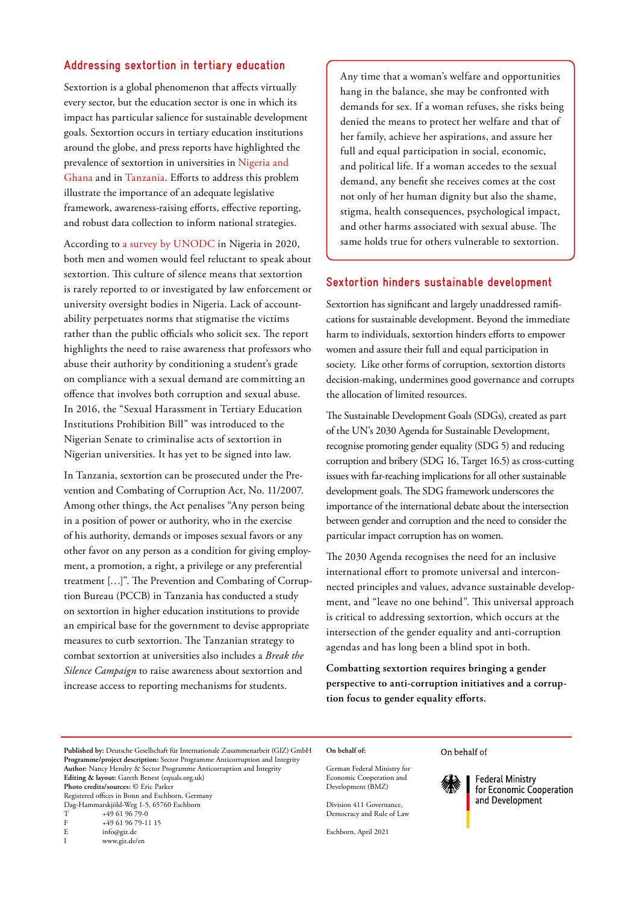## Addressing sextortion in tertiary education

Sextortion is a global phenomenon that affects virtually every sector, but the education sector is one in which its impact has particular salience for sustainable development goals. Sextortion occurs in tertiary education institutions around the globe, and press reports have highlighted the prevalence of sextortion in universities in Nigeria and Ghana and in Tanzania. Efforts to address this problem illustrate the importance of an adequate legislative framework, awareness-raising efforts, effective reporting, and robust data collection to inform national strategies.

According to a survey by UNODC in Nigeria in 2020, both men and women would feel reluctant to speak about sextortion. This culture of silence means that sextortion is rarely reported to or investigated by law enforcement or university oversight bodies in Nigeria. Lack of accountability perpetuates norms that stigmatise the victims rather than the public officials who solicit sex. The report highlights the need to raise awareness that professors who abuse their authority by conditioning a student's grade on compliance with a sexual demand are committing an offence that involves both corruption and sexual abuse. In 2016, the "Sexual Harassment in Tertiary Education Institutions Prohibition Bill" was introduced to the Nigerian Senate to criminalise acts of sextortion in Nigerian universities. It has yet to be signed into law.

In Tanzania, sextortion can be prosecuted under the Prevention and Combating of Corruption Act, No. 11/2007. Among other things, the Act penalises "Any person being in a position of power or authority, who in the exercise of his authority, demands or imposes sexual favors or any other favor on any person as a condition for giving employment, a promotion, a right, a privilege or any preferential treatment […]". The Prevention and Combating of Corruption Bureau (PCCB) in Tanzania has conducted a study on sextortion in higher education institutions to provide an empirical base for the government to devise appropriate measures to curb sextortion. The Tanzanian strategy to combat sextortion at universities also includes a *Break the Silence Campaign* to raise awareness about sextortion and increase access to reporting mechanisms for students.

Any time that a woman's welfare and opportunities hang in the balance, she may be confronted with demands for sex. If a woman refuses, she risks being denied the means to protect her welfare and that of her family, achieve her aspirations, and assure her full and equal participation in social, economic, and political life. If a woman accedes to the sexual demand, any benefit she receives comes at the cost not only of her human dignity but also the shame, stigma, health consequences, psychological impact, and other harms associated with sexual abuse. The same holds true for others vulnerable to sextortion.

## Sextortion hinders sustainable development

Sextortion has significant and largely unaddressed ramifications for sustainable development. Beyond the immediate harm to individuals, sextortion hinders efforts to empower women and assure their full and equal participation in society. Like other forms of corruption, sextortion distorts decision-making, undermines good governance and corrupts the allocation of limited resources.

The Sustainable Development Goals (SDGs), created as part of the UN's 2030 Agenda for Sustainable Development, recognise promoting gender equality (SDG 5) and reducing corruption and bribery (SDG 16, Target 16.5) as cross-cutting issues with far-reaching implications for all other sustainable development goals. The SDG framework underscores the importance of the international debate about the intersection between gender and corruption and the need to consider the particular impact corruption has on women.

The 2030 Agenda recognises the need for an inclusive international effort to promote universal and interconnected principles and values, advance sustainable development, and "leave no one behind". This universal approach is critical to addressing sextortion, which occurs at the intersection of the gender equality and anti-corruption agendas and has long been a blind spot in both.

**Combatting sextortion requires bringing a gender perspective to anti-corruption initiatives and a corruption focus to gender equality efforts.**

**Published by:** Deutsche Gesellschaft für Internationale Zusammenarbeit (GIZ) GmbH
**Programme/project description:** Sector Programme Anticorruption and Integrity
**Author:** Nancy Hendry & Sector Programme Anticorruption and Integrity
**Editing & layout:** Gareth Benest (equals.org.uk)
**Photo credits/sources:** © Eric Parker
Registered offices in Bonn and Eschborn, Germany
Dag-Hammarskjöld-Weg 1-5, 65760 Eschborn
T +49 61 96 79-0
F +49 61 96 79-11 15
E info@giz.de
I www.giz.de/en

**On behalf of:**

German Federal Ministry for Economic Cooperation and Development (BMZ)

Division 411 Governance, Democracy and Rule of Law

Eschborn, April 2021

On behalf of

Federal Ministry for Economic Cooperation and Development